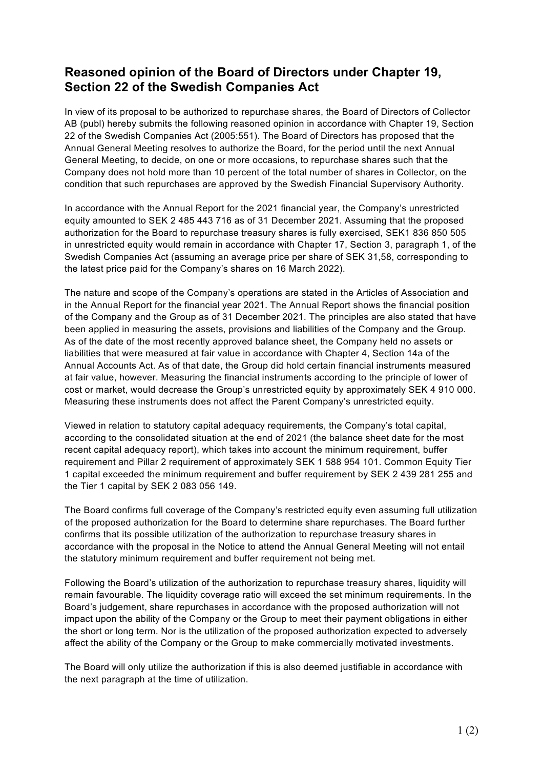# Reasoned opinion of the Board of Directors under Chapter 19, Section 22 of the Swedish Companies Act

In view of its proposal to be authorized to repurchase shares, the Board of Directors of Collector AB (publ) hereby submits the following reasoned opinion in accordance with Chapter 19, Section 22 of the Swedish Companies Act (2005:551). The Board of Directors has proposed that the Annual General Meeting resolves to authorize the Board, for the period until the next Annual General Meeting, to decide, on one or more occasions, to repurchase shares such that the Company does not hold more than 10 percent of the total number of shares in Collector, on the condition that such repurchases are approved by the Swedish Financial Supervisory Authority.

In accordance with the Annual Report for the 2021 financial year, the Company's unrestricted equity amounted to SEK 2 485 443 716 as of 31 December 2021. Assuming that the proposed authorization for the Board to repurchase treasury shares is fully exercised, SEK1 836 850 505 in unrestricted equity would remain in accordance with Chapter 17, Section 3, paragraph 1, of the Swedish Companies Act (assuming an average price per share of SEK 31,58, corresponding to the latest price paid for the Company's shares on 16 March 2022).

The nature and scope of the Company's operations are stated in the Articles of Association and in the Annual Report for the financial year 2021. The Annual Report shows the financial position of the Company and the Group as of 31 December 2021. The principles are also stated that have been applied in measuring the assets, provisions and liabilities of the Company and the Group. As of the date of the most recently approved balance sheet, the Company held no assets or liabilities that were measured at fair value in accordance with Chapter 4, Section 14a of the Annual Accounts Act. As of that date, the Group did hold certain financial instruments measured at fair value, however. Measuring the financial instruments according to the principle of lower of cost or market, would decrease the Group's unrestricted equity by approximately SEK 4 910 000. Measuring these instruments does not affect the Parent Company's unrestricted equity.

Viewed in relation to statutory capital adequacy requirements, the Company's total capital, according to the consolidated situation at the end of 2021 (the balance sheet date for the most recent capital adequacy report), which takes into account the minimum requirement, buffer requirement and Pillar 2 requirement of approximately SEK 1 588 954 101. Common Equity Tier 1 capital exceeded the minimum requirement and buffer requirement by SEK 2 439 281 255 and the Tier 1 capital by SEK 2 083 056 149.

The Board confirms full coverage of the Company's restricted equity even assuming full utilization of the proposed authorization for the Board to determine share repurchases. The Board further confirms that its possible utilization of the authorization to repurchase treasury shares in accordance with the proposal in the Notice to attend the Annual General Meeting will not entail the statutory minimum requirement and buffer requirement not being met.

Following the Board's utilization of the authorization to repurchase treasury shares, liquidity will remain favourable. The liquidity coverage ratio will exceed the set minimum requirements. In the Board's judgement, share repurchases in accordance with the proposed authorization will not impact upon the ability of the Company or the Group to meet their payment obligations in either the short or long term. Nor is the utilization of the proposed authorization expected to adversely affect the ability of the Company or the Group to make commercially motivated investments.

The Board will only utilize the authorization if this is also deemed justifiable in accordance with the next paragraph at the time of utilization.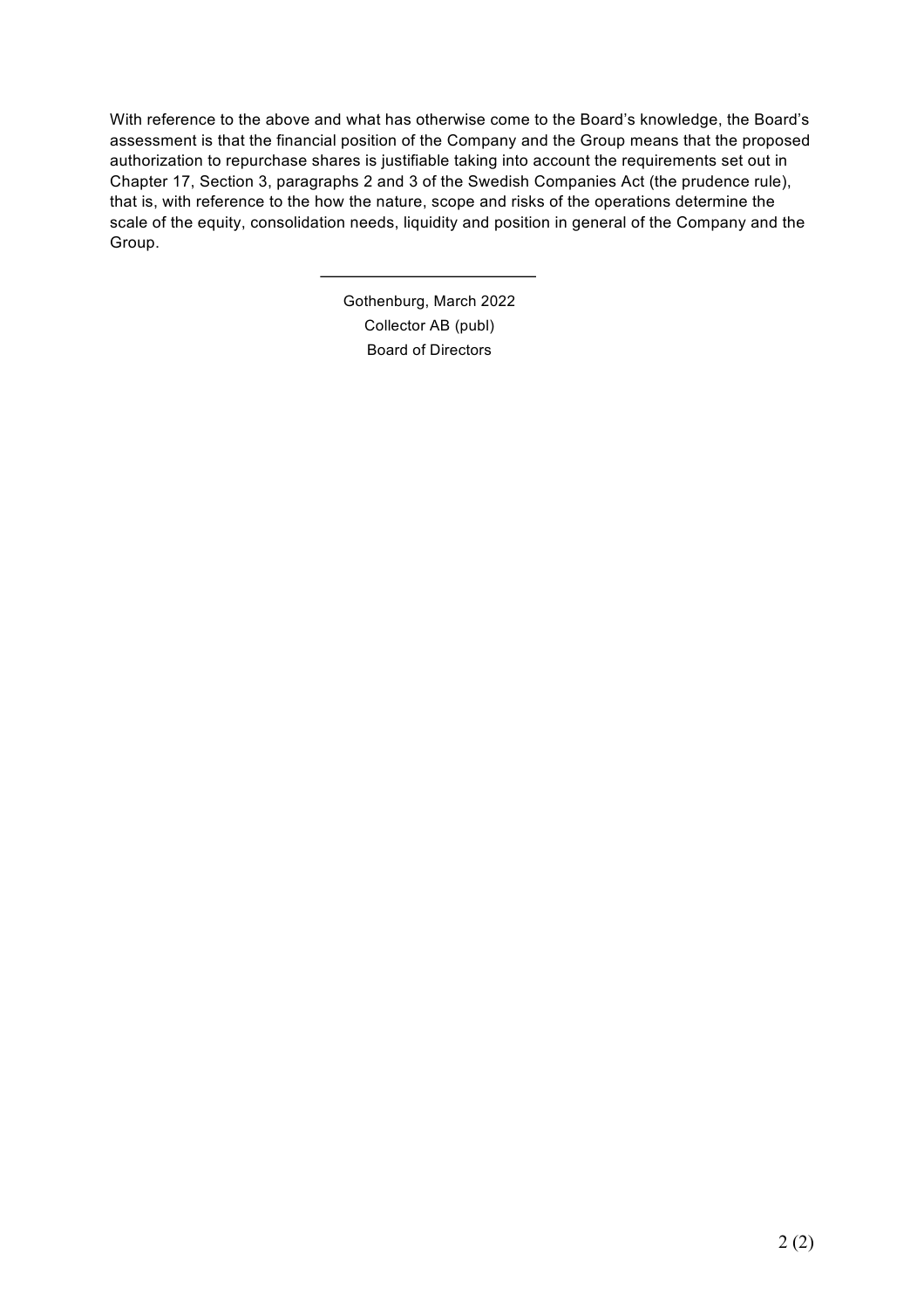With reference to the above and what has otherwise come to the Board's knowledge, the Board's assessment is that the financial position of the Company and the Group means that the proposed authorization to repurchase shares is justifiable taking into account the requirements set out in Chapter 17, Section 3, paragraphs 2 and 3 of the Swedish Companies Act (the prudence rule), that is, with reference to the how the nature, scope and risks of the operations determine the scale of the equity, consolidation needs, liquidity and position in general of the Company and the Group.

---

Gothenburg, March 2022
Collector AB (publ)
Board of Directors